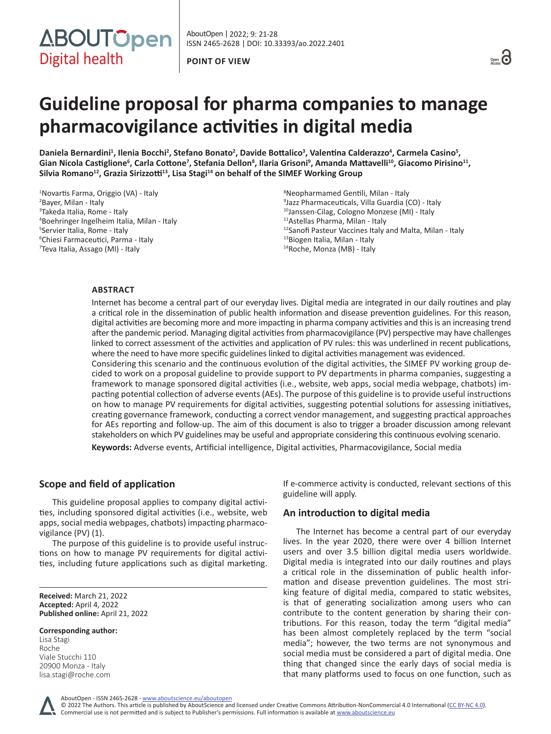POINT OF VIEW

# Guideline proposal for pharma companies to manage pharmacovigilance activities in digital media

**Daniela Bernardini[1], Ilenia Bocchi[2], Stefano Bonato[2], Davide Bottalico[3], Valentina Calderazzo[4], Carmela Casino[5], Gian Nicola Castiglione[6], Carla Cottone[7], Stefania Dellon[8], Ilaria Grisoni[9], Amanda Mattavelli[10], Giacomo Pirisino[11], Silvia Romano[12], Grazia Sirizzotti[13], Lisa Stagi[14] on behalf of the SIMEF Working Group**

[1]Novartis Farma, Origgio (VA) - Italy
[2]Bayer, Milan - Italy
[3]Takeda Italia, Rome - Italy
[4]Boehringer Ingelheim Italia, Milan - Italy
[5]Servier Italia, Rome - Italy
[6]Chiesi Farmaceutici, Parma - Italy
[7]Teva Italia, Assago (MI) - Italy
[8]Neopharmamed Gentili, Milan - Italy
[9]Jazz Pharmaceuticals, Villa Guardia (CO) - Italy
[10]Janssen-Cilag, Cologno Monzese (MI) - Italy
[11]Astellas Pharma, Milan - Italy
[12]Sanofi Pasteur Vaccines Italy and Malta, Milan - Italy
[13]Biogen Italia, Milan - Italy
[14]Roche, Monza (MB) - Italy

## ABSTRACT

Internet has become a central part of our everyday lives. Digital media are integrated in our daily routines and play a critical role in the dissemination of public health information and disease prevention guidelines. For this reason, digital activities are becoming more and more impacting in pharma company activities and this is an increasing trend after the pandemic period. Managing digital activities from pharmacovigilance (PV) perspective may have challenges linked to correct assessment of the activities and application of PV rules: this was underlined in recent publications, where the need to have more specific guidelines linked to digital activities management was evidenced.

Considering this scenario and the continuous evolution of the digital activities, the SIMEF PV working group decided to work on a proposal guideline to provide support to PV departments in pharma companies, suggesting a framework to manage sponsored digital activities (i.e., website, web apps, social media webpage, chatbots) impacting potential collection of adverse events (AEs). The purpose of this guideline is to provide useful instructions on how to manage PV requirements for digital activities, suggesting potential solutions for assessing initiatives, creating governance framework, conducting a correct vendor management, and suggesting practical approaches for AEs reporting and follow-up. The aim of this document is also to trigger a broader discussion among relevant stakeholders on which PV guidelines may be useful and appropriate considering this continuous evolving scenario.

**Keywords:** Adverse events, Artificial intelligence, Digital activities, Pharmacovigilance, Social media

## Scope and field of application

This guideline proposal applies to company digital activities, including sponsored digital activities (i.e., website, web apps, social media webpages, chatbots) impacting pharmacovigilance (PV) (1).

The purpose of this guideline is to provide useful instructions on how to manage PV requirements for digital activities, including future applications such as digital marketing. If e-commerce activity is conducted, relevant sections of this guideline will apply.

**Received:** March 21, 2022
**Accepted:** April 4, 2022
**Published online:** April 21, 2022

**Corresponding author:**
Lisa Stagi
Roche
Viale Stucchi 110
20900 Monza - Italy
lisa.stagi@roche.com

## An introduction to digital media

The Internet has become a central part of our everyday lives. In the year 2020, there were over 4 billion Internet users and over 3.5 billion digital media users worldwide. Digital media is integrated into our daily routines and plays a critical role in the dissemination of public health information and disease prevention guidelines. The most striking feature of digital media, compared to static websites, is that of generating socialization among users who can contribute to the content generation by sharing their contributions. For this reason, today the term "digital media" has been almost completely replaced by the term "social media"; however, the two terms are not synonymous and social media must be considered a part of digital media. One thing that changed since the early days of social media is that many platforms used to focus on one function, such as

AboutOpen - ISSN 2465-2628 - www.aboutscience.eu/aboutopen
© 2022 The Authors. This article is published by AboutScience and licensed under Creative Commons Attribution-NonCommercial 4.0 International (CC BY-NC 4.0).
Commercial use is not permitted and is subject to Publisher's permissions. Full information is available at www.aboutscience.eu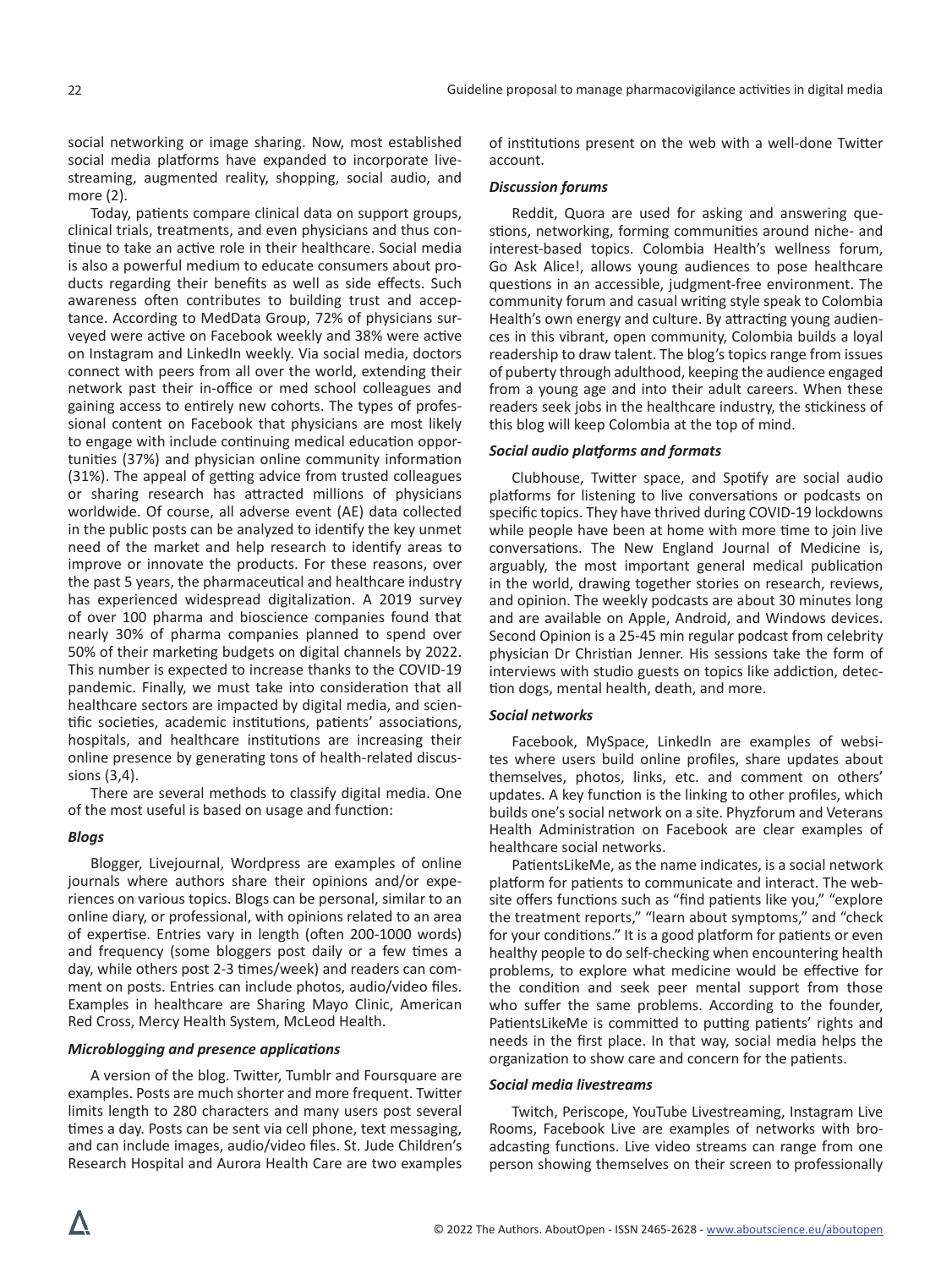social networking or image sharing. Now, most established social media platforms have expanded to incorporate livestreaming, augmented reality, shopping, social audio, and more (2).

Today, patients compare clinical data on support groups, clinical trials, treatments, and even physicians and thus continue to take an active role in their healthcare. Social media is also a powerful medium to educate consumers about products regarding their benefits as well as side effects. Such awareness often contributes to building trust and acceptance. According to MedData Group, 72% of physicians surveyed were active on Facebook weekly and 38% were active on Instagram and LinkedIn weekly. Via social media, doctors connect with peers from all over the world, extending their network past their in-office or med school colleagues and gaining access to entirely new cohorts. The types of professional content on Facebook that physicians are most likely to engage with include continuing medical education opportunities (37%) and physician online community information (31%). The appeal of getting advice from trusted colleagues or sharing research has attracted millions of physicians worldwide. Of course, all adverse event (AE) data collected in the public posts can be analyzed to identify the key unmet need of the market and help research to identify areas to improve or innovate the products. For these reasons, over the past 5 years, the pharmaceutical and healthcare industry has experienced widespread digitalization. A 2019 survey of over 100 pharma and bioscience companies found that nearly 30% of pharma companies planned to spend over 50% of their marketing budgets on digital channels by 2022. This number is expected to increase thanks to the COVID-19 pandemic. Finally, we must take into consideration that all healthcare sectors are impacted by digital media, and scientific societies, academic institutions, patients' associations, hospitals, and healthcare institutions are increasing their online presence by generating tons of health-related discussions (3,4).

There are several methods to classify digital media. One of the most useful is based on usage and function:

***Blogs***

Blogger, Livejournal, Wordpress are examples of online journals where authors share their opinions and/or experiences on various topics. Blogs can be personal, similar to an online diary, or professional, with opinions related to an area of expertise. Entries vary in length (often 200-1000 words) and frequency (some bloggers post daily or a few times a day, while others post 2-3 times/week) and readers can comment on posts. Entries can include photos, audio/video files. Examples in healthcare are Sharing Mayo Clinic, American Red Cross, Mercy Health System, McLeod Health.

***Microblogging and presence applications***

A version of the blog. Twitter, Tumblr and Foursquare are examples. Posts are much shorter and more frequent. Twitter limits length to 280 characters and many users post several times a day. Posts can be sent via cell phone, text messaging, and can include images, audio/video files. St. Jude Children's Research Hospital and Aurora Health Care are two examples of institutions present on the web with a well-done Twitter account.

***Discussion forums***

Reddit, Quora are used for asking and answering questions, networking, forming communities around niche- and interest-based topics. Colombia Health's wellness forum, Go Ask Alice!, allows young audiences to pose healthcare questions in an accessible, judgment-free environment. The community forum and casual writing style speak to Colombia Health's own energy and culture. By attracting young audiences in this vibrant, open community, Colombia builds a loyal readership to draw talent. The blog's topics range from issues of puberty through adulthood, keeping the audience engaged from a young age and into their adult careers. When these readers seek jobs in the healthcare industry, the stickiness of this blog will keep Colombia at the top of mind.

***Social audio platforms and formats***

Clubhouse, Twitter space, and Spotify are social audio platforms for listening to live conversations or podcasts on specific topics. They have thrived during COVID-19 lockdowns while people have been at home with more time to join live conversations. The New England Journal of Medicine is, arguably, the most important general medical publication in the world, drawing together stories on research, reviews, and opinion. The weekly podcasts are about 30 minutes long and are available on Apple, Android, and Windows devices. Second Opinion is a 25-45 min regular podcast from celebrity physician Dr Christian Jenner. His sessions take the form of interviews with studio guests on topics like addiction, detection dogs, mental health, death, and more.

***Social networks***

Facebook, MySpace, LinkedIn are examples of websites where users build online profiles, share updates about themselves, photos, links, etc. and comment on others' updates. A key function is the linking to other profiles, which builds one's social network on a site. Phyzforum and Veterans Health Administration on Facebook are clear examples of healthcare social networks.

PatientsLikeMe, as the name indicates, is a social network platform for patients to communicate and interact. The website offers functions such as "find patients like you," "explore the treatment reports," "learn about symptoms," and "check for your conditions." It is a good platform for patients or even healthy people to do self-checking when encountering health problems, to explore what medicine would be effective for the condition and seek peer mental support from those who suffer the same problems. According to the founder, PatientsLikeMe is committed to putting patients' rights and needs in the first place. In that way, social media helps the organization to show care and concern for the patients.

***Social media livestreams***

Twitch, Periscope, YouTube Livestreaming, Instagram Live Rooms, Facebook Live are examples of networks with broadcasting functions. Live video streams can range from one person showing themselves on their screen to professionally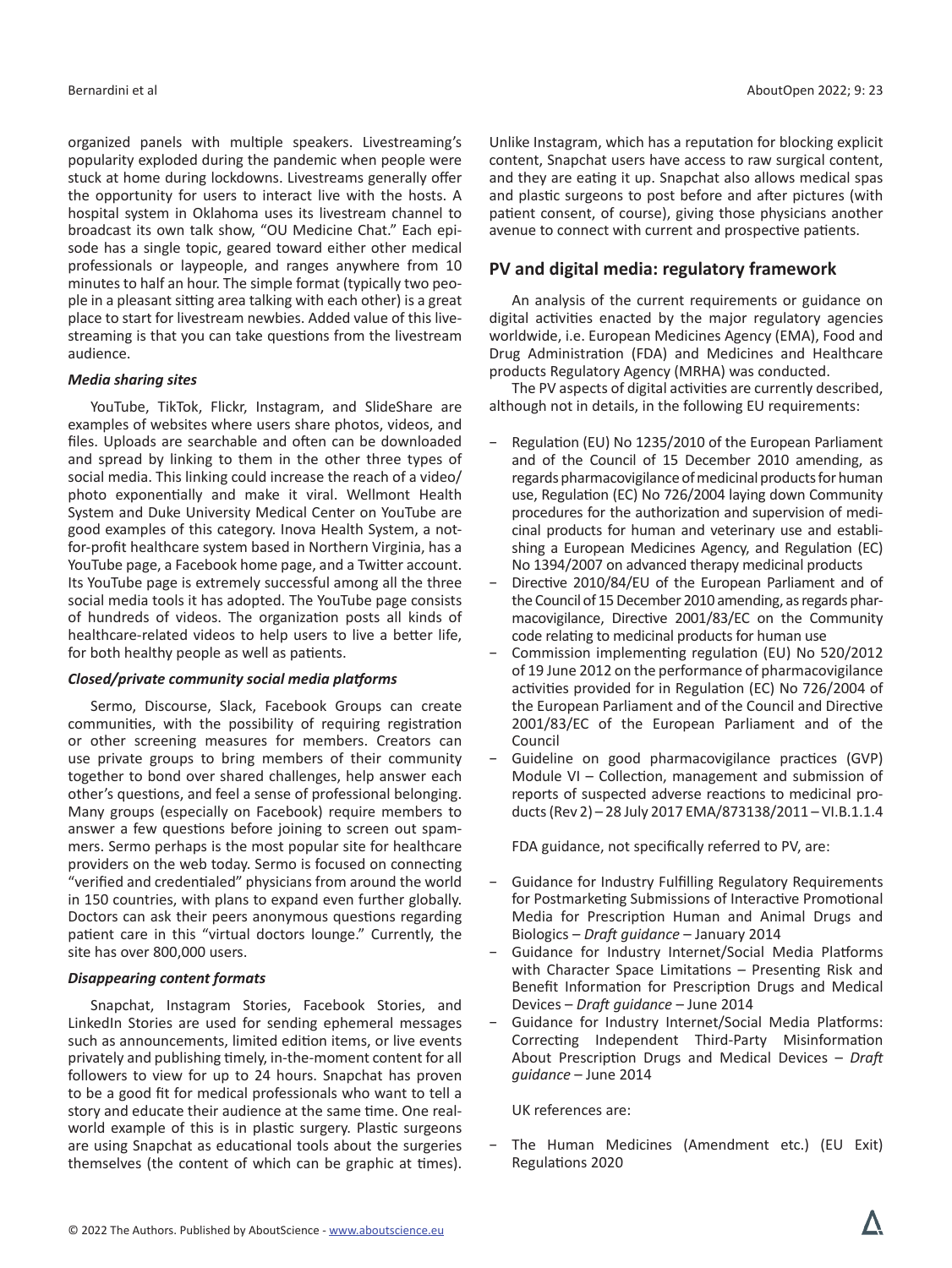organized panels with multiple speakers. Livestreaming's popularity exploded during the pandemic when people were stuck at home during lockdowns. Livestreams generally offer the opportunity for users to interact live with the hosts. A hospital system in Oklahoma uses its livestream channel to broadcast its own talk show, "OU Medicine Chat." Each episode has a single topic, geared toward either other medical professionals or laypeople, and ranges anywhere from 10 minutes to half an hour. The simple format (typically two people in a pleasant sitting area talking with each other) is a great place to start for livestream newbies. Added value of this livestreaming is that you can take questions from the livestream audience.

### *Media sharing sites*

YouTube, TikTok, Flickr, Instagram, and SlideShare are examples of websites where users share photos, videos, and files. Uploads are searchable and often can be downloaded and spread by linking to them in the other three types of social media. This linking could increase the reach of a video/photo exponentially and make it viral. Wellmont Health System and Duke University Medical Center on YouTube are good examples of this category. Inova Health System, a not-for-profit healthcare system based in Northern Virginia, has a YouTube page, a Facebook home page, and a Twitter account. Its YouTube page is extremely successful among all the three social media tools it has adopted. The YouTube page consists of hundreds of videos. The organization posts all kinds of healthcare-related videos to help users to live a better life, for both healthy people as well as patients.

### *Closed/private community social media platforms*

Sermo, Discourse, Slack, Facebook Groups can create communities, with the possibility of requiring registration or other screening measures for members. Creators can use private groups to bring members of their community together to bond over shared challenges, help answer each other's questions, and feel a sense of professional belonging. Many groups (especially on Facebook) require members to answer a few questions before joining to screen out spammers. Sermo perhaps is the most popular site for healthcare providers on the web today. Sermo is focused on connecting "verified and credentialed" physicians from around the world in 150 countries, with plans to expand even further globally. Doctors can ask their peers anonymous questions regarding patient care in this "virtual doctors lounge." Currently, the site has over 800,000 users.

### *Disappearing content formats*

Snapchat, Instagram Stories, Facebook Stories, and LinkedIn Stories are used for sending ephemeral messages such as announcements, limited edition items, or live events privately and publishing timely, in-the-moment content for all followers to view for up to 24 hours. Snapchat has proven to be a good fit for medical professionals who want to tell a story and educate their audience at the same time. One real-world example of this is in plastic surgery. Plastic surgeons are using Snapchat as educational tools about the surgeries themselves (the content of which can be graphic at times). Unlike Instagram, which has a reputation for blocking explicit content, Snapchat users have access to raw surgical content, and they are eating it up. Snapchat also allows medical spas and plastic surgeons to post before and after pictures (with patient consent, of course), giving those physicians another avenue to connect with current and prospective patients.

## PV and digital media: regulatory framework

An analysis of the current requirements or guidance on digital activities enacted by the major regulatory agencies worldwide, i.e. European Medicines Agency (EMA), Food and Drug Administration (FDA) and Medicines and Healthcare products Regulatory Agency (MRHA) was conducted.

The PV aspects of digital activities are currently described, although not in details, in the following EU requirements:

- Regulation (EU) No 1235/2010 of the European Parliament and of the Council of 15 December 2010 amending, as regards pharmacovigilance of medicinal products for human use, Regulation (EC) No 726/2004 laying down Community procedures for the authorization and supervision of medicinal products for human and veterinary use and establishing a European Medicines Agency, and Regulation (EC) No 1394/2007 on advanced therapy medicinal products
- Directive 2010/84/EU of the European Parliament and of the Council of 15 December 2010 amending, as regards pharmacovigilance, Directive 2001/83/EC on the Community code relating to medicinal products for human use
- Commission implementing regulation (EU) No 520/2012 of 19 June 2012 on the performance of pharmacovigilance activities provided for in Regulation (EC) No 726/2004 of the European Parliament and of the Council and Directive 2001/83/EC of the European Parliament and of the Council
- Guideline on good pharmacovigilance practices (GVP) Module VI – Collection, management and submission of reports of suspected adverse reactions to medicinal products (Rev 2) – 28 July 2017 EMA/873138/2011 – VI.B.1.1.4

FDA guidance, not specifically referred to PV, are:

- Guidance for Industry Fulfilling Regulatory Requirements for Postmarketing Submissions of Interactive Promotional Media for Prescription Human and Animal Drugs and Biologics – *Draft guidance* – January 2014
- Guidance for Industry Internet/Social Media Platforms with Character Space Limitations – Presenting Risk and Benefit Information for Prescription Drugs and Medical Devices – *Draft guidance* – June 2014
- Guidance for Industry Internet/Social Media Platforms: Correcting Independent Third-Party Misinformation About Prescription Drugs and Medical Devices – *Draft guidance* – June 2014

UK references are:

- The Human Medicines (Amendment etc.) (EU Exit) Regulations 2020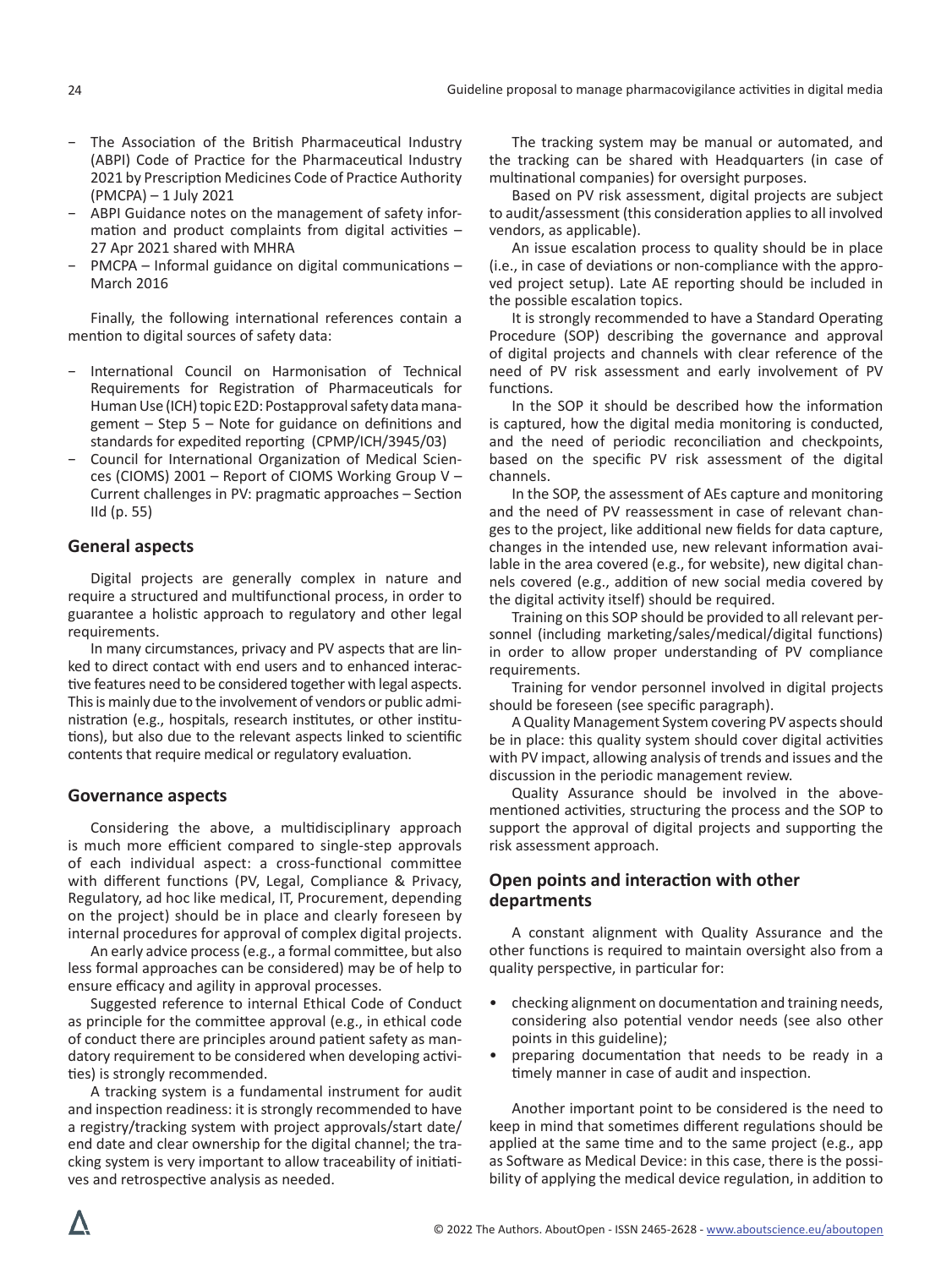- The Association of the British Pharmaceutical Industry (ABPI) Code of Practice for the Pharmaceutical Industry 2021 by Prescription Medicines Code of Practice Authority (PMCPA) – 1 July 2021
- ABPI Guidance notes on the management of safety information and product complaints from digital activities – 27 Apr 2021 shared with MHRA
- PMCPA – Informal guidance on digital communications – March 2016

Finally, the following international references contain a mention to digital sources of safety data:

- International Council on Harmonisation of Technical Requirements for Registration of Pharmaceuticals for Human Use (ICH) topic E2D: Postapproval safety data management – Step 5 – Note for guidance on definitions and standards for expedited reporting (CPMP/ICH/3945/03)
- Council for International Organization of Medical Sciences (CIOMS) 2001 – Report of CIOMS Working Group V – Current challenges in PV: pragmatic approaches – Section IId (p. 55)

## General aspects

Digital projects are generally complex in nature and require a structured and multifunctional process, in order to guarantee a holistic approach to regulatory and other legal requirements.

In many circumstances, privacy and PV aspects that are linked to direct contact with end users and to enhanced interactive features need to be considered together with legal aspects. This is mainly due to the involvement of vendors or public administration (e.g., hospitals, research institutes, or other institutions), but also due to the relevant aspects linked to scientific contents that require medical or regulatory evaluation.

## Governance aspects

Considering the above, a multidisciplinary approach is much more efficient compared to single-step approvals of each individual aspect: a cross-functional committee with different functions (PV, Legal, Compliance & Privacy, Regulatory, ad hoc like medical, IT, Procurement, depending on the project) should be in place and clearly foreseen by internal procedures for approval of complex digital projects.

An early advice process (e.g., a formal committee, but also less formal approaches can be considered) may be of help to ensure efficacy and agility in approval processes.

Suggested reference to internal Ethical Code of Conduct as principle for the committee approval (e.g., in ethical code of conduct there are principles around patient safety as mandatory requirement to be considered when developing activities) is strongly recommended.

A tracking system is a fundamental instrument for audit and inspection readiness: it is strongly recommended to have a registry/tracking system with project approvals/start date/end date and clear ownership for the digital channel; the tracking system is very important to allow traceability of initiatives and retrospective analysis as needed.

The tracking system may be manual or automated, and the tracking can be shared with Headquarters (in case of multinational companies) for oversight purposes.

Based on PV risk assessment, digital projects are subject to audit/assessment (this consideration applies to all involved vendors, as applicable).

An issue escalation process to quality should be in place (i.e., in case of deviations or non-compliance with the approved project setup). Late AE reporting should be included in the possible escalation topics.

It is strongly recommended to have a Standard Operating Procedure (SOP) describing the governance and approval of digital projects and channels with clear reference of the need of PV risk assessment and early involvement of PV functions.

In the SOP it should be described how the information is captured, how the digital media monitoring is conducted, and the need of periodic reconciliation and checkpoints, based on the specific PV risk assessment of the digital channels.

In the SOP, the assessment of AEs capture and monitoring and the need of PV reassessment in case of relevant changes to the project, like additional new fields for data capture, changes in the intended use, new relevant information available in the area covered (e.g., for website), new digital channels covered (e.g., addition of new social media covered by the digital activity itself) should be required.

Training on this SOP should be provided to all relevant personnel (including marketing/sales/medical/digital functions) in order to allow proper understanding of PV compliance requirements.

Training for vendor personnel involved in digital projects should be foreseen (see specific paragraph).

A Quality Management System covering PV aspects should be in place: this quality system should cover digital activities with PV impact, allowing analysis of trends and issues and the discussion in the periodic management review.

Quality Assurance should be involved in the above-mentioned activities, structuring the process and the SOP to support the approval of digital projects and supporting the risk assessment approach.

## Open points and interaction with other departments

A constant alignment with Quality Assurance and the other functions is required to maintain oversight also from a quality perspective, in particular for:

- checking alignment on documentation and training needs, considering also potential vendor needs (see also other points in this guideline);
- preparing documentation that needs to be ready in a timely manner in case of audit and inspection.

Another important point to be considered is the need to keep in mind that sometimes different regulations should be applied at the same time and to the same project (e.g., app as Software as Medical Device: in this case, there is the possibility of applying the medical device regulation, in addition to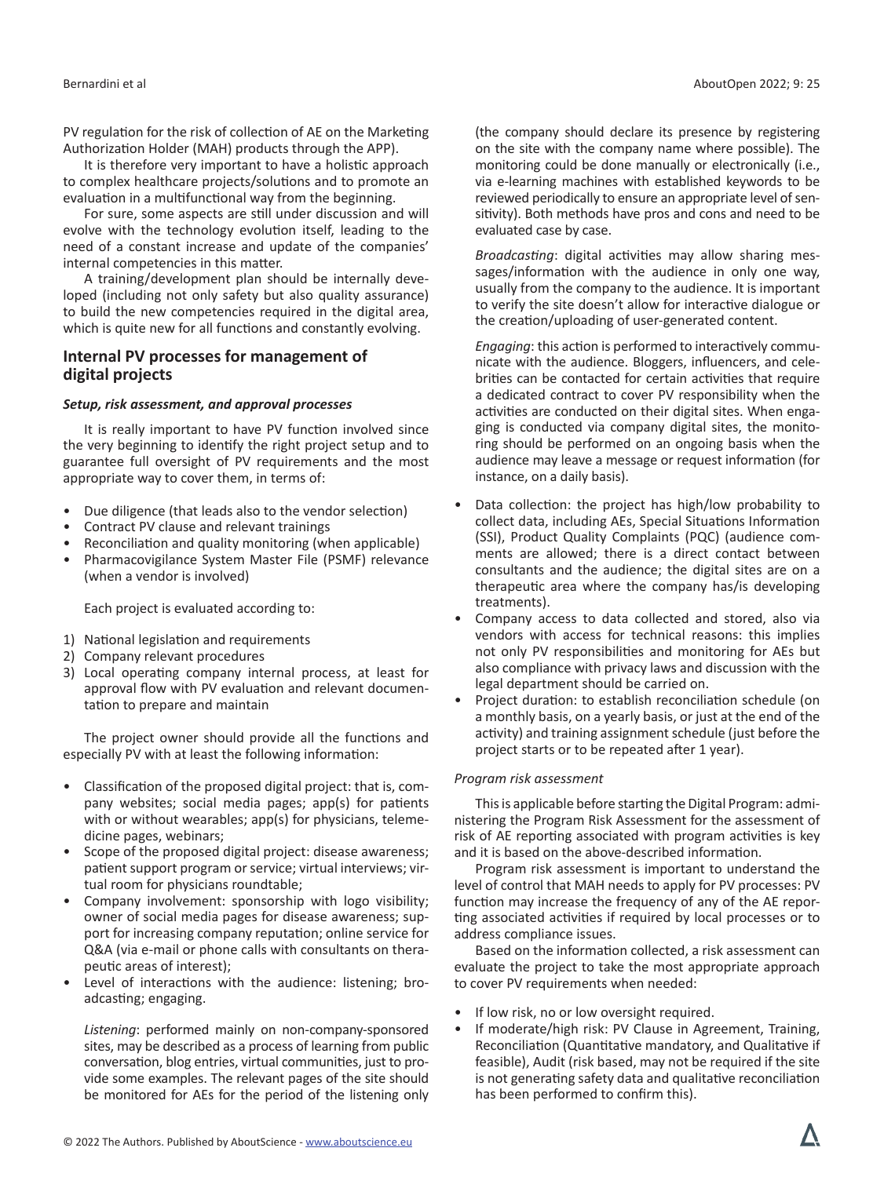PV regulation for the risk of collection of AE on the Marketing Authorization Holder (MAH) products through the APP).

It is therefore very important to have a holistic approach to complex healthcare projects/solutions and to promote an evaluation in a multifunctional way from the beginning.

For sure, some aspects are still under discussion and will evolve with the technology evolution itself, leading to the need of a constant increase and update of the companies' internal competencies in this matter.

A training/development plan should be internally developed (including not only safety but also quality assurance) to build the new competencies required in the digital area, which is quite new for all functions and constantly evolving.

## Internal PV processes for management of digital projects

### *Setup, risk assessment, and approval processes*

It is really important to have PV function involved since the very beginning to identify the right project setup and to guarantee full oversight of PV requirements and the most appropriate way to cover them, in terms of:

- Due diligence (that leads also to the vendor selection)
- Contract PV clause and relevant trainings
- Reconciliation and quality monitoring (when applicable)
- Pharmacovigilance System Master File (PSMF) relevance (when a vendor is involved)

Each project is evaluated according to:

1) National legislation and requirements
2) Company relevant procedures
3) Local operating company internal process, at least for approval flow with PV evaluation and relevant documentation to prepare and maintain

The project owner should provide all the functions and especially PV with at least the following information:

- Classification of the proposed digital project: that is, company websites; social media pages; app(s) for patients with or without wearables; app(s) for physicians, telemedicine pages, webinars;
- Scope of the proposed digital project: disease awareness; patient support program or service; virtual interviews; virtual room for physicians roundtable;
- Company involvement: sponsorship with logo visibility; owner of social media pages for disease awareness; support for increasing company reputation; online service for Q&A (via e-mail or phone calls with consultants on therapeutic areas of interest);
- Level of interactions with the audience: listening; broadcasting; engaging.

  *Listening*: performed mainly on non-company-sponsored sites, may be described as a process of learning from public conversation, blog entries, virtual communities, just to provide some examples. The relevant pages of the site should be monitored for AEs for the period of the listening only (the company should declare its presence by registering on the site with the company name where possible). The monitoring could be done manually or electronically (i.e., via e-learning machines with established keywords to be reviewed periodically to ensure an appropriate level of sensitivity). Both methods have pros and cons and need to be evaluated case by case.

  *Broadcasting*: digital activities may allow sharing messages/information with the audience in only one way, usually from the company to the audience. It is important to verify the site doesn't allow for interactive dialogue or the creation/uploading of user-generated content.

  *Engaging*: this action is performed to interactively communicate with the audience. Bloggers, influencers, and celebrities can be contacted for certain activities that require a dedicated contract to cover PV responsibility when the activities are conducted on their digital sites. When engaging is conducted via company digital sites, the monitoring should be performed on an ongoing basis when the audience may leave a message or request information (for instance, on a daily basis).
- Data collection: the project has high/low probability to collect data, including AEs, Special Situations Information (SSI), Product Quality Complaints (PQC) (audience comments are allowed; there is a direct contact between consultants and the audience; the digital sites are on a therapeutic area where the company has/is developing treatments).
- Company access to data collected and stored, also via vendors with access for technical reasons: this implies not only PV responsibilities and monitoring for AEs but also compliance with privacy laws and discussion with the legal department should be carried on.
- Project duration: to establish reconciliation schedule (on a monthly basis, on a yearly basis, or just at the end of the activity) and training assignment schedule (just before the project starts or to be repeated after 1 year).

#### *Program risk assessment*

This is applicable before starting the Digital Program: administering the Program Risk Assessment for the assessment of risk of AE reporting associated with program activities is key and it is based on the above-described information.

Program risk assessment is important to understand the level of control that MAH needs to apply for PV processes: PV function may increase the frequency of any of the AE reporting associated activities if required by local processes or to address compliance issues.

Based on the information collected, a risk assessment can evaluate the project to take the most appropriate approach to cover PV requirements when needed:

- If low risk, no or low oversight required.
- If moderate/high risk: PV Clause in Agreement, Training, Reconciliation (Quantitative mandatory, and Qualitative if feasible), Audit (risk based, may not be required if the site is not generating safety data and qualitative reconciliation has been performed to confirm this).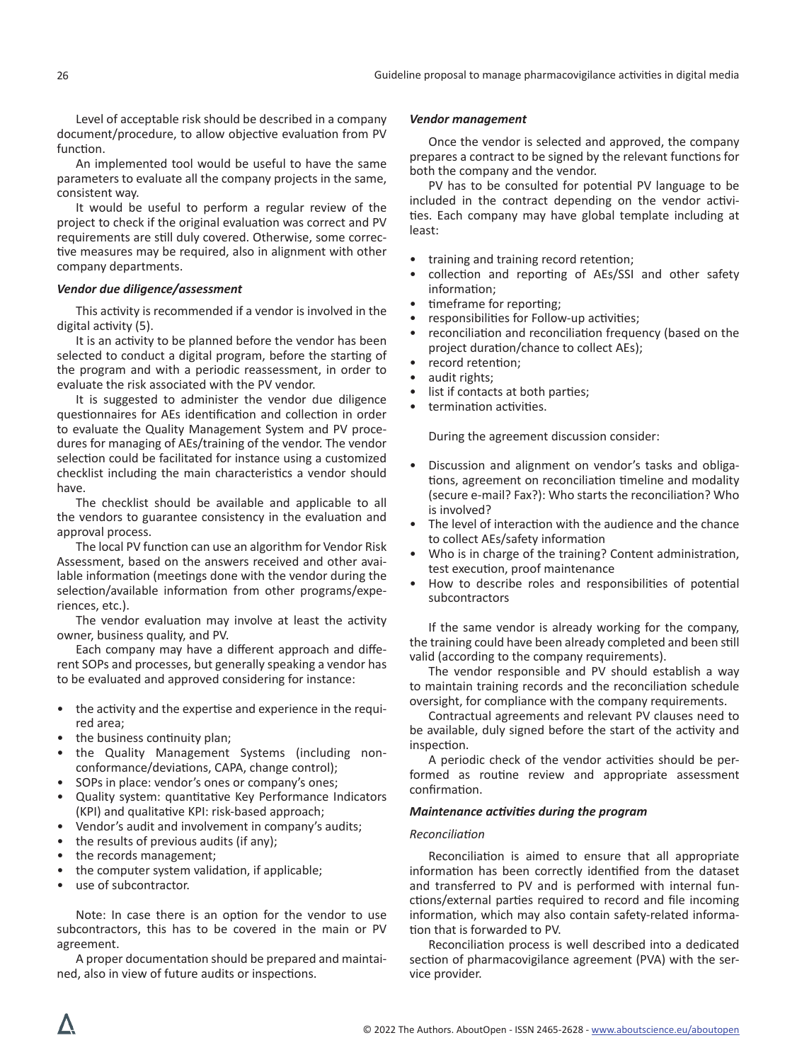Level of acceptable risk should be described in a company document/procedure, to allow objective evaluation from PV function.

An implemented tool would be useful to have the same parameters to evaluate all the company projects in the same, consistent way.

It would be useful to perform a regular review of the project to check if the original evaluation was correct and PV requirements are still duly covered. Otherwise, some corrective measures may be required, also in alignment with other company departments.

***Vendor due diligence/assessment***

This activity is recommended if a vendor is involved in the digital activity (5).

It is an activity to be planned before the vendor has been selected to conduct a digital program, before the starting of the program and with a periodic reassessment, in order to evaluate the risk associated with the PV vendor.

It is suggested to administer the vendor due diligence questionnaires for AEs identification and collection in order to evaluate the Quality Management System and PV procedures for managing of AEs/training of the vendor. The vendor selection could be facilitated for instance using a customized checklist including the main characteristics a vendor should have.

The checklist should be available and applicable to all the vendors to guarantee consistency in the evaluation and approval process.

The local PV function can use an algorithm for Vendor Risk Assessment, based on the answers received and other available information (meetings done with the vendor during the selection/available information from other programs/experiences, etc.).

The vendor evaluation may involve at least the activity owner, business quality, and PV.

Each company may have a different approach and different SOPs and processes, but generally speaking a vendor has to be evaluated and approved considering for instance:

- the activity and the expertise and experience in the required area;
- the business continuity plan;
- the Quality Management Systems (including non-conformance/deviations, CAPA, change control);
- SOPs in place: vendor's ones or company's ones;
- Quality system: quantitative Key Performance Indicators (KPI) and qualitative KPI: risk-based approach;
- Vendor's audit and involvement in company's audits;
- the results of previous audits (if any);
- the records management;
- the computer system validation, if applicable;
- use of subcontractor.

Note: In case there is an option for the vendor to use subcontractors, this has to be covered in the main or PV agreement.

A proper documentation should be prepared and maintained, also in view of future audits or inspections.

***Vendor management***

Once the vendor is selected and approved, the company prepares a contract to be signed by the relevant functions for both the company and the vendor.

PV has to be consulted for potential PV language to be included in the contract depending on the vendor activities. Each company may have global template including at least:

- training and training record retention;
- collection and reporting of AEs/SSI and other safety information;
- timeframe for reporting;
- responsibilities for Follow-up activities;
- reconciliation and reconciliation frequency (based on the project duration/chance to collect AEs);
- record retention;
- audit rights;
- list if contacts at both parties;
- termination activities.

During the agreement discussion consider:

- Discussion and alignment on vendor's tasks and obligations, agreement on reconciliation timeline and modality (secure e-mail? Fax?): Who starts the reconciliation? Who is involved?
- The level of interaction with the audience and the chance to collect AEs/safety information
- Who is in charge of the training? Content administration, test execution, proof maintenance
- How to describe roles and responsibilities of potential subcontractors

If the same vendor is already working for the company, the training could have been already completed and been still valid (according to the company requirements).

The vendor responsible and PV should establish a way to maintain training records and the reconciliation schedule oversight, for compliance with the company requirements.

Contractual agreements and relevant PV clauses need to be available, duly signed before the start of the activity and inspection.

A periodic check of the vendor activities should be performed as routine review and appropriate assessment confirmation.

***Maintenance activities during the program***

*Reconciliation*

Reconciliation is aimed to ensure that all appropriate information has been correctly identified from the dataset and transferred to PV and is performed with internal functions/external parties required to record and file incoming information, which may also contain safety-related information that is forwarded to PV.

Reconciliation process is well described into a dedicated section of pharmacovigilance agreement (PVA) with the service provider.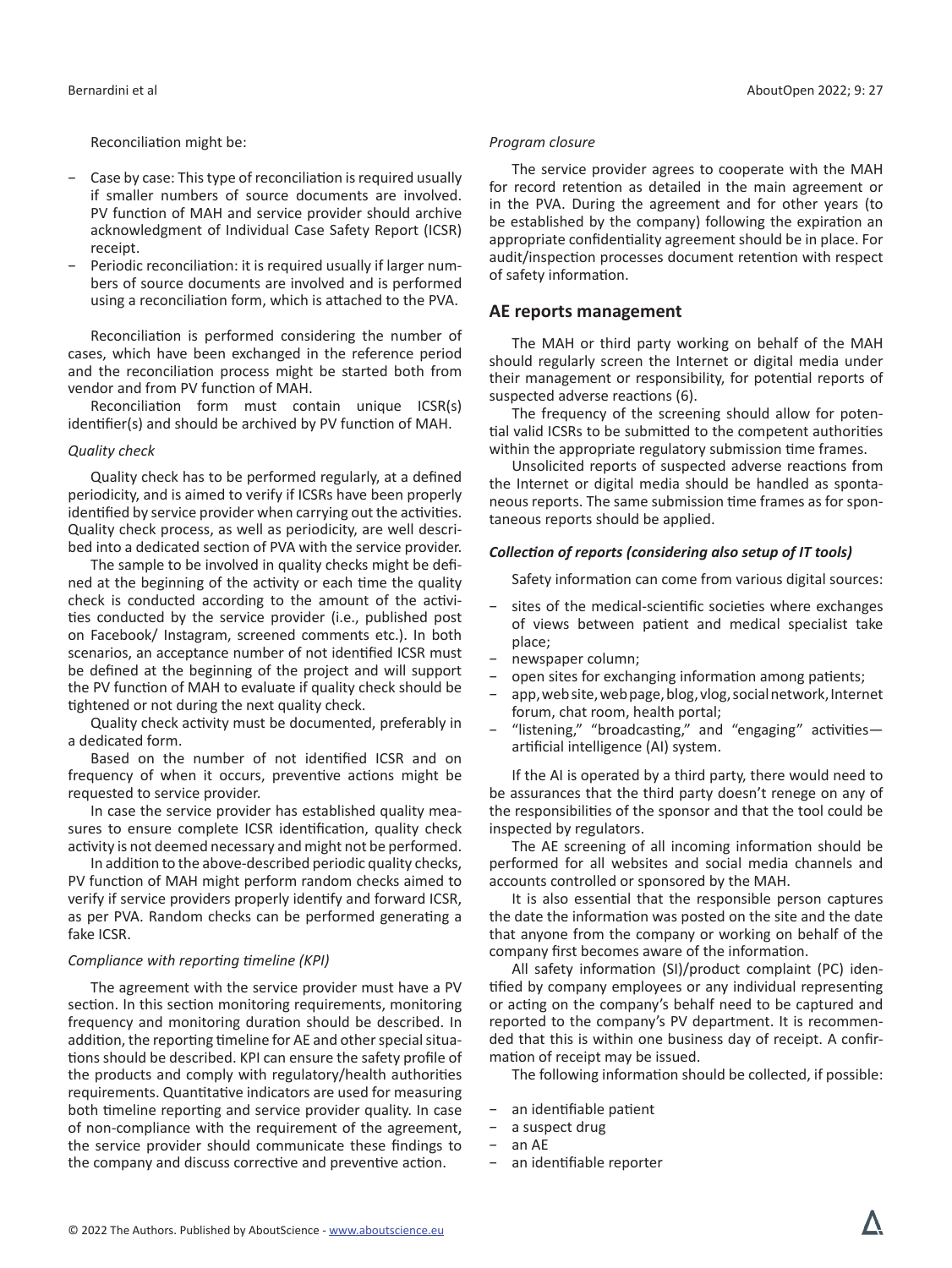Reconciliation might be:

- Case by case: This type of reconciliation is required usually if smaller numbers of source documents are involved. PV function of MAH and service provider should archive acknowledgment of Individual Case Safety Report (ICSR) receipt.
- Periodic reconciliation: it is required usually if larger numbers of source documents are involved and is performed using a reconciliation form, which is attached to the PVA.

Reconciliation is performed considering the number of cases, which have been exchanged in the reference period and the reconciliation process might be started both from vendor and from PV function of MAH.

Reconciliation form must contain unique ICSR(s) identifier(s) and should be archived by PV function of MAH.

*Quality check*

Quality check has to be performed regularly, at a defined periodicity, and is aimed to verify if ICSRs have been properly identified by service provider when carrying out the activities. Quality check process, as well as periodicity, are well described into a dedicated section of PVA with the service provider.

The sample to be involved in quality checks might be defined at the beginning of the activity or each time the quality check is conducted according to the amount of the activities conducted by the service provider (i.e., published post on Facebook/ Instagram, screened comments etc.). In both scenarios, an acceptance number of not identified ICSR must be defined at the beginning of the project and will support the PV function of MAH to evaluate if quality check should be tightened or not during the next quality check.

Quality check activity must be documented, preferably in a dedicated form.

Based on the number of not identified ICSR and on frequency of when it occurs, preventive actions might be requested to service provider.

In case the service provider has established quality measures to ensure complete ICSR identification, quality check activity is not deemed necessary and might not be performed.

In addition to the above-described periodic quality checks, PV function of MAH might perform random checks aimed to verify if service providers properly identify and forward ICSR, as per PVA. Random checks can be performed generating a fake ICSR.

*Compliance with reporting timeline (KPI)*

The agreement with the service provider must have a PV section. In this section monitoring requirements, monitoring frequency and monitoring duration should be described. In addition, the reporting timeline for AE and other special situations should be described. KPI can ensure the safety profile of the products and comply with regulatory/health authorities requirements. Quantitative indicators are used for measuring both timeline reporting and service provider quality. In case of non-compliance with the requirement of the agreement, the service provider should communicate these findings to the company and discuss corrective and preventive action.

*Program closure*

The service provider agrees to cooperate with the MAH for record retention as detailed in the main agreement or in the PVA. During the agreement and for other years (to be established by the company) following the expiration an appropriate confidentiality agreement should be in place. For audit/inspection processes document retention with respect of safety information.

## AE reports management

The MAH or third party working on behalf of the MAH should regularly screen the Internet or digital media under their management or responsibility, for potential reports of suspected adverse reactions (6).

The frequency of the screening should allow for potential valid ICSRs to be submitted to the competent authorities within the appropriate regulatory submission time frames.

Unsolicited reports of suspected adverse reactions from the Internet or digital media should be handled as spontaneous reports. The same submission time frames as for spontaneous reports should be applied.

***Collection of reports (considering also setup of IT tools)***

Safety information can come from various digital sources:

- sites of the medical-scientific societies where exchanges of views between patient and medical specialist take place;
- newspaper column;
- open sites for exchanging information among patients;
- app, web site, web page, blog, vlog, social network, Internet forum, chat room, health portal;
- "listening," "broadcasting," and "engaging" activities—artificial intelligence (AI) system.

If the AI is operated by a third party, there would need to be assurances that the third party doesn't renege on any of the responsibilities of the sponsor and that the tool could be inspected by regulators.

The AE screening of all incoming information should be performed for all websites and social media channels and accounts controlled or sponsored by the MAH.

It is also essential that the responsible person captures the date the information was posted on the site and the date that anyone from the company or working on behalf of the company first becomes aware of the information.

All safety information (SI)/product complaint (PC) identified by company employees or any individual representing or acting on the company's behalf need to be captured and reported to the company's PV department. It is recommended that this is within one business day of receipt. A confirmation of receipt may be issued.

The following information should be collected, if possible:

- an identifiable patient
- a suspect drug
- an AE
- an identifiable reporter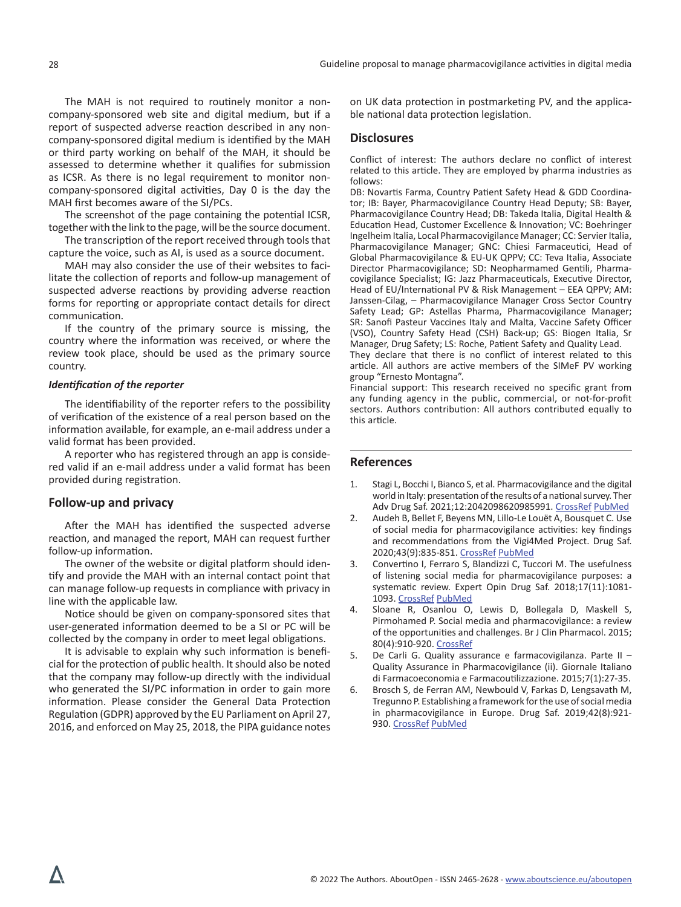The MAH is not required to routinely monitor a non-company-sponsored web site and digital medium, but if a report of suspected adverse reaction described in any non-company-sponsored digital medium is identified by the MAH or third party working on behalf of the MAH, it should be assessed to determine whether it qualifies for submission as ICSR. As there is no legal requirement to monitor non-company-sponsored digital activities, Day 0 is the day the MAH first becomes aware of the SI/PCs.

The screenshot of the page containing the potential ICSR, together with the link to the page, will be the source document.

The transcription of the report received through tools that capture the voice, such as AI, is used as a source document.

MAH may also consider the use of their websites to facilitate the collection of reports and follow-up management of suspected adverse reactions by providing adverse reaction forms for reporting or appropriate contact details for direct communication.

If the country of the primary source is missing, the country where the information was received, or where the review took place, should be used as the primary source country.

### *Identification of the reporter*

The identifiability of the reporter refers to the possibility of verification of the existence of a real person based on the information available, for example, an e-mail address under a valid format has been provided.

A reporter who has registered through an app is considered valid if an e-mail address under a valid format has been provided during registration.

## Follow-up and privacy

After the MAH has identified the suspected adverse reaction, and managed the report, MAH can request further follow-up information.

The owner of the website or digital platform should identify and provide the MAH with an internal contact point that can manage follow-up requests in compliance with privacy in line with the applicable law.

Notice should be given on company-sponsored sites that user-generated information deemed to be a SI or PC will be collected by the company in order to meet legal obligations.

It is advisable to explain why such information is beneficial for the protection of public health. It should also be noted that the company may follow-up directly with the individual who generated the SI/PC information in order to gain more information. Please consider the General Data Protection Regulation (GDPR) approved by the EU Parliament on April 27, 2016, and enforced on May 25, 2018, the PIPA guidance notes on UK data protection in postmarketing PV, and the applicable national data protection legislation.

## Disclosures

Conflict of interest: The authors declare no conflict of interest related to this article. They are employed by pharma industries as follows:
DB: Novartis Farma, Country Patient Safety Head & GDD Coordinator; IB: Bayer, Pharmacovigilance Country Head Deputy; SB: Bayer, Pharmacovigilance Country Head; DB: Takeda Italia, Digital Health & Education Head, Customer Excellence & Innovation; VC: Boehringer Ingelheim Italia, Local Pharmacovigilance Manager; CC: Servier Italia, Pharmacovigilance Manager; GNC: Chiesi Farmaceutici, Head of Global Pharmacovigilance & EU-UK QPPV; CC: Teva Italia, Associate Director Pharmacovigilance; SD: Neopharmamed Gentili, Pharmacovigilance Specialist; IG: Jazz Pharmaceuticals, Executive Director, Head of EU/International PV & Risk Management – EEA QPPV; AM: Janssen-Cilag, – Pharmacovigilance Manager Cross Sector Country Safety Lead; GP: Astellas Pharma, Pharmacovigilance Manager; SR: Sanofi Pasteur Vaccines Italy and Malta, Vaccine Safety Officer (VSO), Country Safety Head (CSH) Back-up; GS: Biogen Italia, Sr Manager, Drug Safety; LS: Roche, Patient Safety and Quality Lead.
They declare that there is no conflict of interest related to this article. All authors are active members of the SIMeF PV working group "Ernesto Montagna".
Financial support: This research received no specific grant from any funding agency in the public, commercial, or not-for-profit sectors. Authors contribution: All authors contributed equally to this article.

## References

1. Stagi L, Bocchi I, Bianco S, et al. Pharmacovigilance and the digital world in Italy: presentation of the results of a national survey. Ther Adv Drug Saf. 2021;12:2042098620985991. CrossRef PubMed
2. Audeh B, Bellet F, Beyens MN, Lillo-Le Louët A, Bousquet C. Use of social media for pharmacovigilance activities: key findings and recommendations from the Vigi4Med Project. Drug Saf. 2020;43(9):835-851. CrossRef PubMed
3. Convertino I, Ferraro S, Blandizzi C, Tuccori M. The usefulness of listening social media for pharmacovigilance purposes: a systematic review. Expert Opin Drug Saf. 2018;17(11):1081-1093. CrossRef PubMed
4. Sloane R, Osanlou O, Lewis D, Bollegala D, Maskell S, Pirmohamed P. Social media and pharmacovigilance: a review of the opportunities and challenges. Br J Clin Pharmacol. 2015;80(4):910-920. CrossRef
5. De Carli G. Quality assurance e farmacovigilanza. Parte II – Quality Assurance in Pharmacovigilance (ii). Giornale Italiano di Farmacoeconomia e Farmacoutilizzazione. 2015;7(1):27-35.
6. Brosch S, de Ferran AM, Newbould V, Farkas D, Lengsavath M, Tregunno P. Establishing a framework for the use of social media in pharmacovigilance in Europe. Drug Saf. 2019;42(8):921-930. CrossRef PubMed